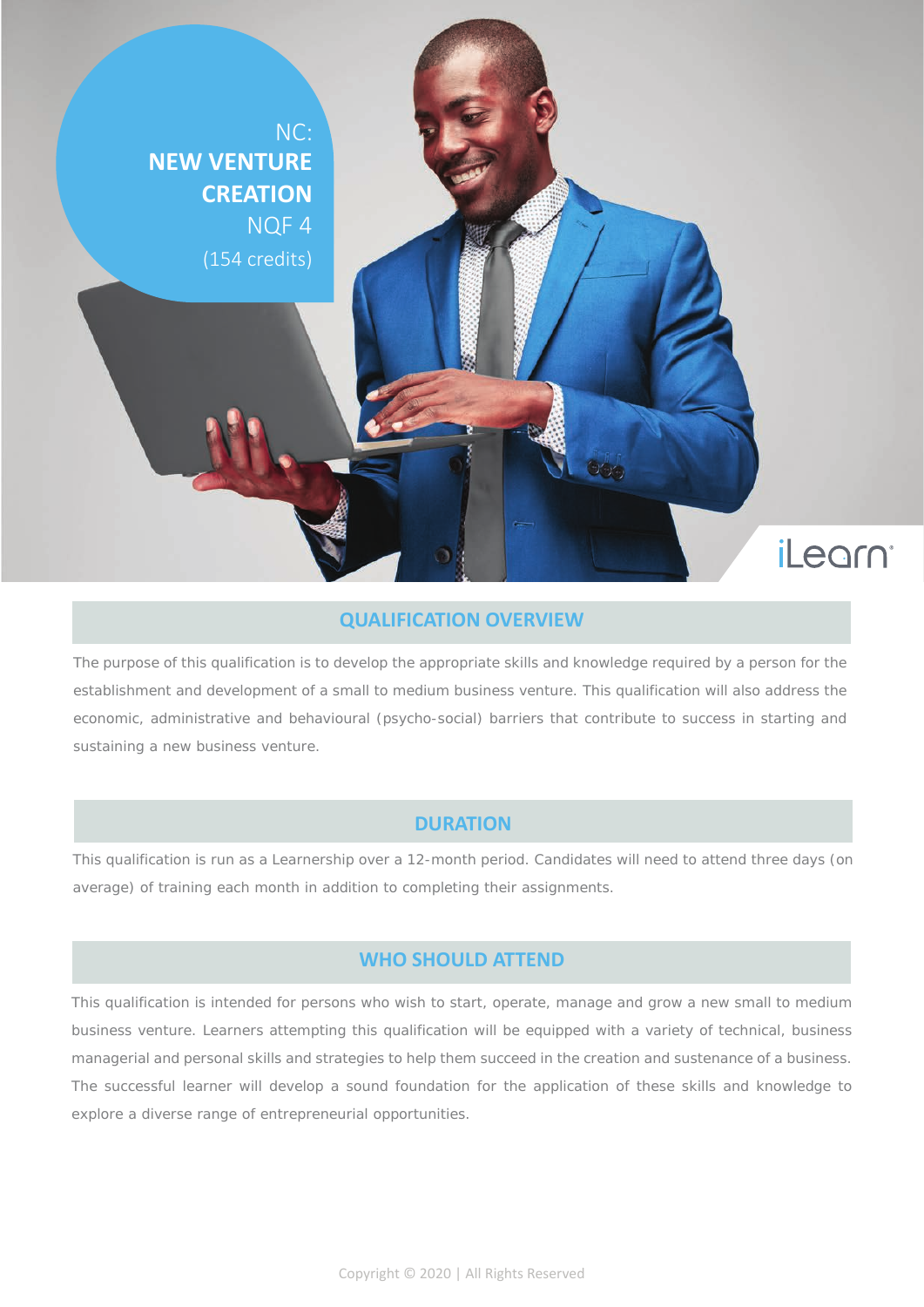# NC: NEW VENTURE CREATION NQF 4

(154 credits)

iLearn

## QUALIFICATION OVERVIEW

The purpose of this qualification is to develop the appropriate skills and knowledge required by a person for the establishment and development of a small to medium business venture. This qualification will also address the economic, administrative and behavioural (psycho-social) barriers that contribute to success in starting and sustaining a new business venture.

## DURATION

This qualification is run as a Learnership over a 12-month period. Candidates will need to attend three days (on average) of training each month in addition to completing their assignments.

## WHO SHOULD ATTEND

This qualification is intended for persons who wish to start, operate, manage and grow a new small to medium business venture. Learners attempting this qualification will be equipped with a variety of technical, business managerial and personal skills and strategies to help them succeed in the creation and sustenance of a business. The successful learner will develop a sound foundation for the application of these skills and knowledge to explore a diverse range of entrepreneurial opportunities.

Copyright © 2020 | All Rights Reserved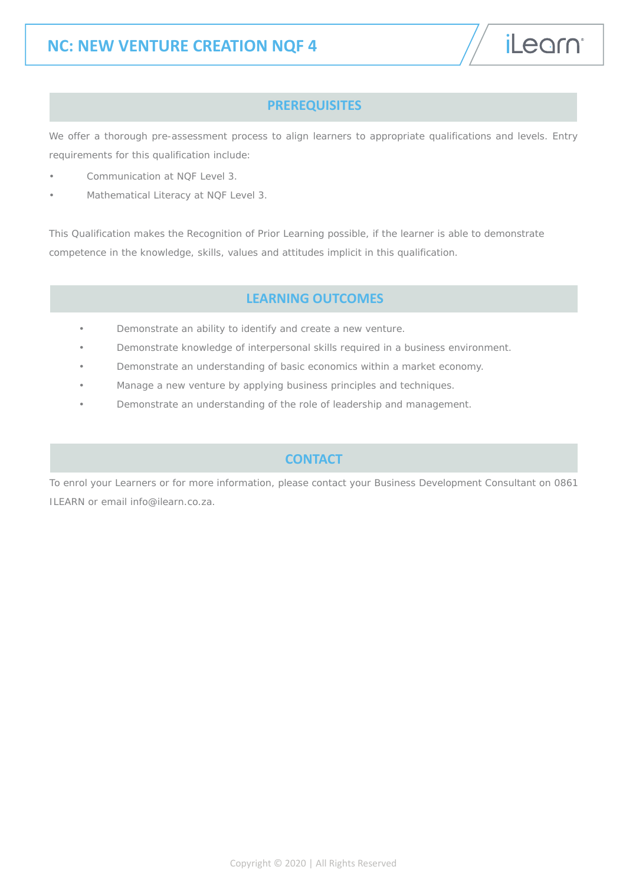# NC: NEW VENTURE CREATION NQF 4

## PREREQUISITES

We offer a thorough pre-assessment process to align learners to appropriate qualifications and levels. Entry requirements for this qualification include:

- Communication at NQF Level 3.
- Mathematical Literacy at NQF Level 3.

This Qualification makes the Recognition of Prior Learning possible, if the learner is able to demonstrate competence in the knowledge, skills, values and attitudes implicit in this qualification.

## LEARNING OUTCOMES

- Demonstrate an ability to identify and create a new venture.
- Demonstrate knowledge of interpersonal skills required in a business environment.
- Demonstrate an understanding of basic economics within a market economy.
- Manage a new venture by applying business principles and techniques.
- Demonstrate an understanding of the role of leadership and management.

## CONTACT

To enrol your Learners or for more information, please contact your Business Development Consultant on 0861 ILEARN or email info@ilearn.co.za.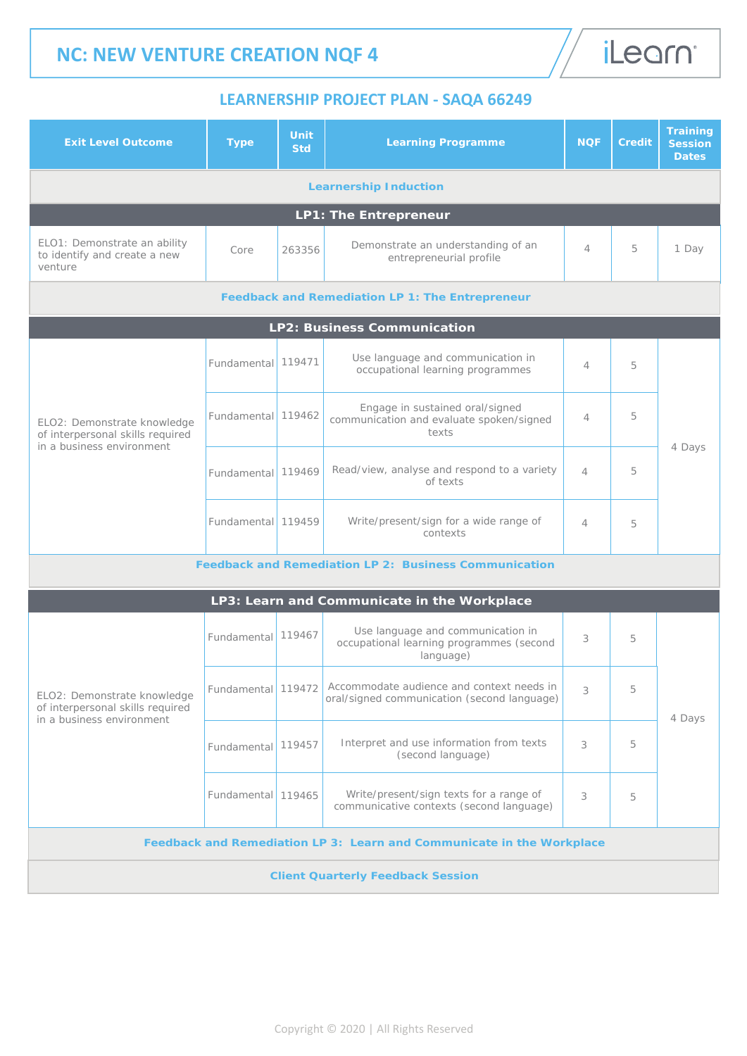# NC: NEW VENTURE CREATION NQF 4

## LEARNERSHIP PROJECT PLAN - SAQA 66249

| Exit Level Outcome | Type | Unit Std | Learning Programme | NQF | Credit | Training Session Dates |
|---|---|---|---|---|---|---|
| **Learnership Induction** | | | | | | |
| **LP1: The Entrepreneur** | | | | | | |
| ELO1: Demonstrate an ability to identify and create a new venture | Core | 263356 | Demonstrate an understanding of an entrepreneurial profile | 4 | 5 | 1 Day |
| **Feedback and Remediation LP 1: The Entrepreneur** | | | | | | |
| **LP2: Business Communication** | | | | | | |
| ELO2: Demonstrate knowledge of interpersonal skills required in a business environment | Fundamental | 119471 | Use language and communication in occupational learning programmes | 4 | 5 | 4 Days |
| | Fundamental | 119462 | Engage in sustained oral/signed communication and evaluate spoken/signed texts | 4 | 5 | |
| | Fundamental | 119469 | Read/view, analyse and respond to a variety of texts | 4 | 5 | |
| | Fundamental | 119459 | Write/present/sign for a wide range of contexts | 4 | 5 | |
| **Feedback and Remediation LP 2: Business Communication** | | | | | | |
| **LP3: Learn and Communicate in the Workplace** | | | | | | |
| ELO2: Demonstrate knowledge of interpersonal skills required in a business environment | Fundamental | 119467 | Use language and communication in occupational learning programmes (second language) | 3 | 5 | 4 Days |
| | Fundamental | 119472 | Accommodate audience and context needs in oral/signed communication (second language) | 3 | 5 | |
| | Fundamental | 119457 | Interpret and use information from texts (second language) | 3 | 5 | |
| | Fundamental | 119465 | Write/present/sign texts for a range of communicative contexts (second language) | 3 | 5 | |
| **Feedback and Remediation LP 3: Learn and Communicate in the Workplace** | | | | | | |
| **Client Quarterly Feedback Session** | | | | | | |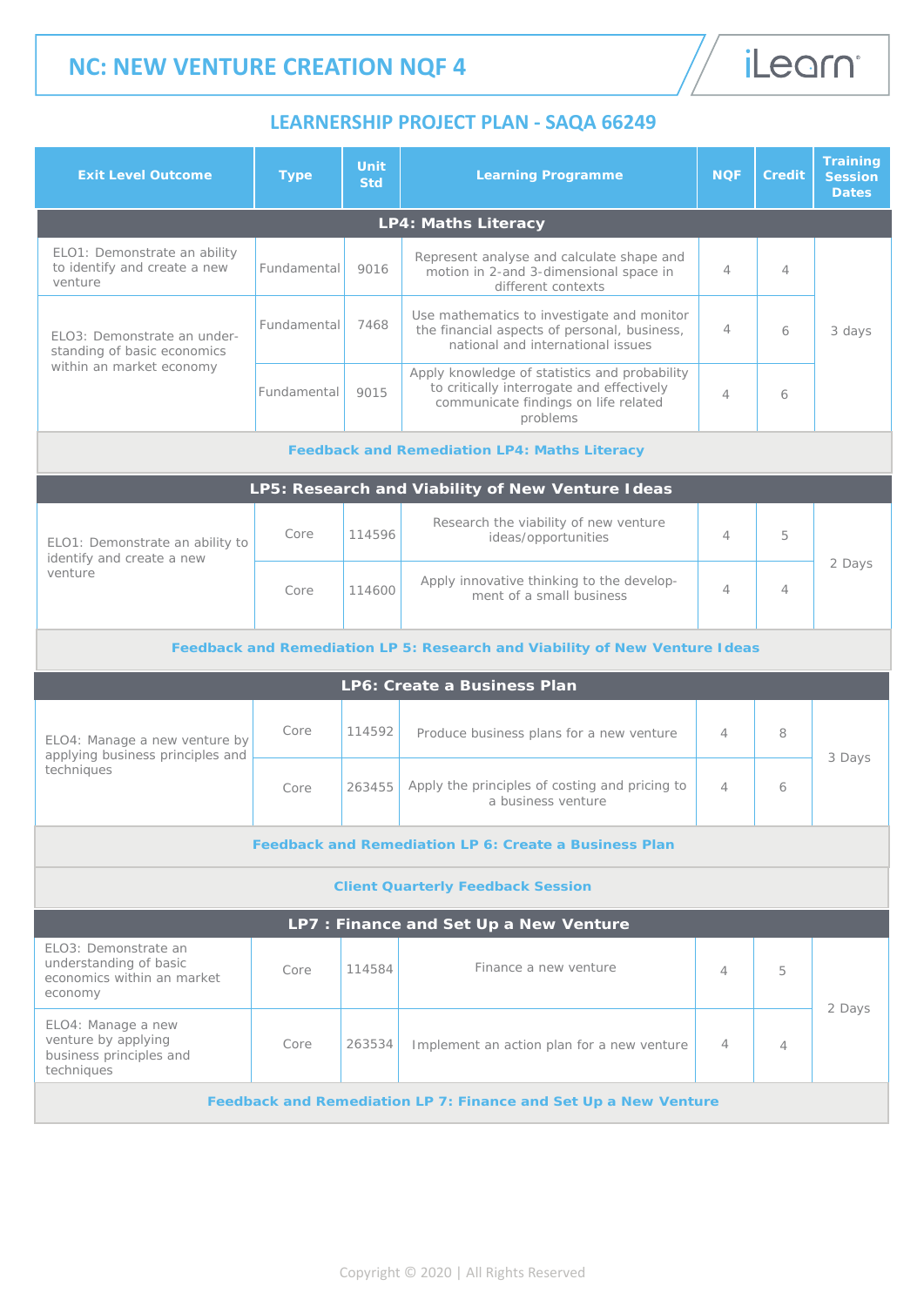# NC: NEW VENTURE CREATION NQF 4

## LEARNERSHIP PROJECT PLAN - SAQA 66249

| Exit Level Outcome | Type | Unit Std | Learning Programme | NQF | Credit | Training Session Dates |
|---|---|---|---|---|---|---|
| **LP4: Maths Literacy** | | | | | | |
| ELO1: Demonstrate an ability to identify and create a new venture | Fundamental | 9016 | Represent analyse and calculate shape and motion in 2-and 3-dimensional space in different contexts | 4 | 4 | 3 days |
| ELO3: Demonstrate an under-standing of basic economics within an market economy | Fundamental | 7468 | Use mathematics to investigate and monitor the financial aspects of personal, business, national and international issues | 4 | 6 | |
| | Fundamental | 9015 | Apply knowledge of statistics and probability to critically interrogate and effectively communicate findings on life related problems | 4 | 6 | |
| **Feedback and Remediation LP4: Maths Literacy** | | | | | | |
| **LP5: Research and Viability of New Venture Ideas** | | | | | | |
| ELO1: Demonstrate an ability to identify and create a new venture | Core | 114596 | Research the viability of new venture ideas/opportunities | 4 | 5 | 2 Days |
| | Core | 114600 | Apply innovative thinking to the develop-ment of a small business | 4 | 4 | |
| **Feedback and Remediation LP 5: Research and Viability of New Venture Ideas** | | | | | | |
| **LP6: Create a Business Plan** | | | | | | |
| ELO4: Manage a new venture by applying business principles and techniques | Core | 114592 | Produce business plans for a new venture | 4 | 8 | 3 Days |
| | Core | 263455 | Apply the principles of costing and pricing to a business venture | 4 | 6 | |
| **Feedback and Remediation LP 6: Create a Business Plan** | | | | | | |
| **Client Quarterly Feedback Session** | | | | | | |
| **LP7 : Finance and Set Up a New Venture** | | | | | | |
| ELO3: Demonstrate an understanding of basic economics within an market economy | Core | 114584 | Finance a new venture | 4 | 5 | 2 Days |
| ELO4: Manage a new venture by applying business principles and techniques | Core | 263534 | Implement an action plan for a new venture | 4 | 4 | |
| **Feedback and Remediation LP 7: Finance and Set Up a New Venture** | | | | | | |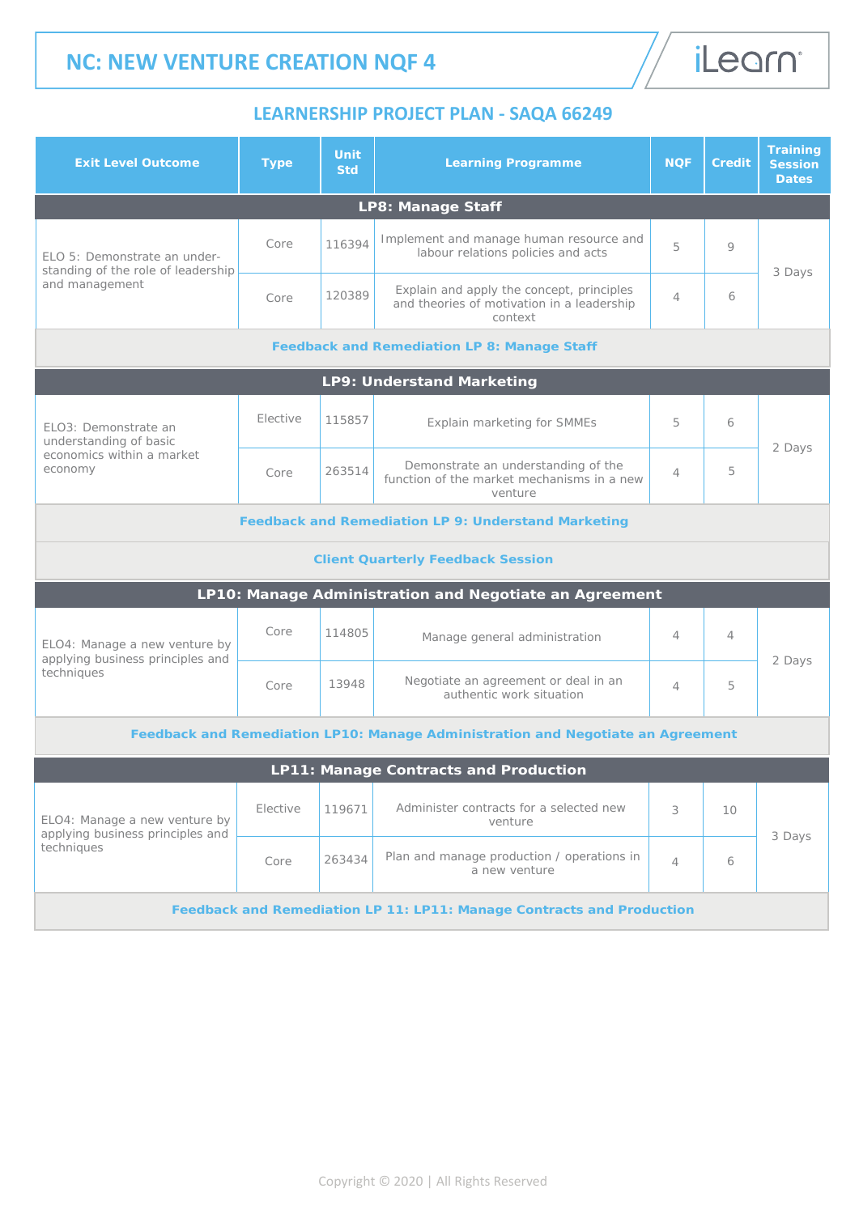# NC: NEW VENTURE CREATION NQF 4

## LEARNERSHIP PROJECT PLAN - SAQA 66249

| Exit Level Outcome | Type | Unit Std | Learning Programme | NQF | Credit | Training Session Dates |
|---|---|---|---|---|---|---|
| **LP8: Manage Staff** | | | | | | |
| ELO 5: Demonstrate an understanding of the role of leadership and management | Core | 116394 | Implement and manage human resource and labour relations policies and acts | 5 | 9 | 3 Days |
| | Core | 120389 | Explain and apply the concept, principles and theories of motivation in a leadership context | 4 | 6 | |
| **Feedback and Remediation LP 8: Manage Staff** | | | | | | |
| **LP9: Understand Marketing** | | | | | | |
| ELO3: Demonstrate an understanding of basic economics within a market economy | Elective | 115857 | Explain marketing for SMMEs | 5 | 6 | 2 Days |
| | Core | 263514 | Demonstrate an understanding of the function of the market mechanisms in a new venture | 4 | 5 | |
| **Feedback and Remediation LP 9: Understand Marketing** | | | | | | |
| **Client Quarterly Feedback Session** | | | | | | |
| **LP10: Manage Administration and Negotiate an Agreement** | | | | | | |
| ELO4: Manage a new venture by applying business principles and techniques | Core | 114805 | Manage general administration | 4 | 4 | 2 Days |
| | Core | 13948 | Negotiate an agreement or deal in an authentic work situation | 4 | 5 | |
| **Feedback and Remediation LP10: Manage Administration and Negotiate an Agreement** | | | | | | |
| **LP11: Manage Contracts and Production** | | | | | | |
| ELO4: Manage a new venture by applying business principles and techniques | Elective | 119671 | Administer contracts for a selected new venture | 3 | 10 | 3 Days |
| | Core | 263434 | Plan and manage production / operations in a new venture | 4 | 6 | |
| **Feedback and Remediation LP 11: LP11: Manage Contracts and Production** | | | | | | |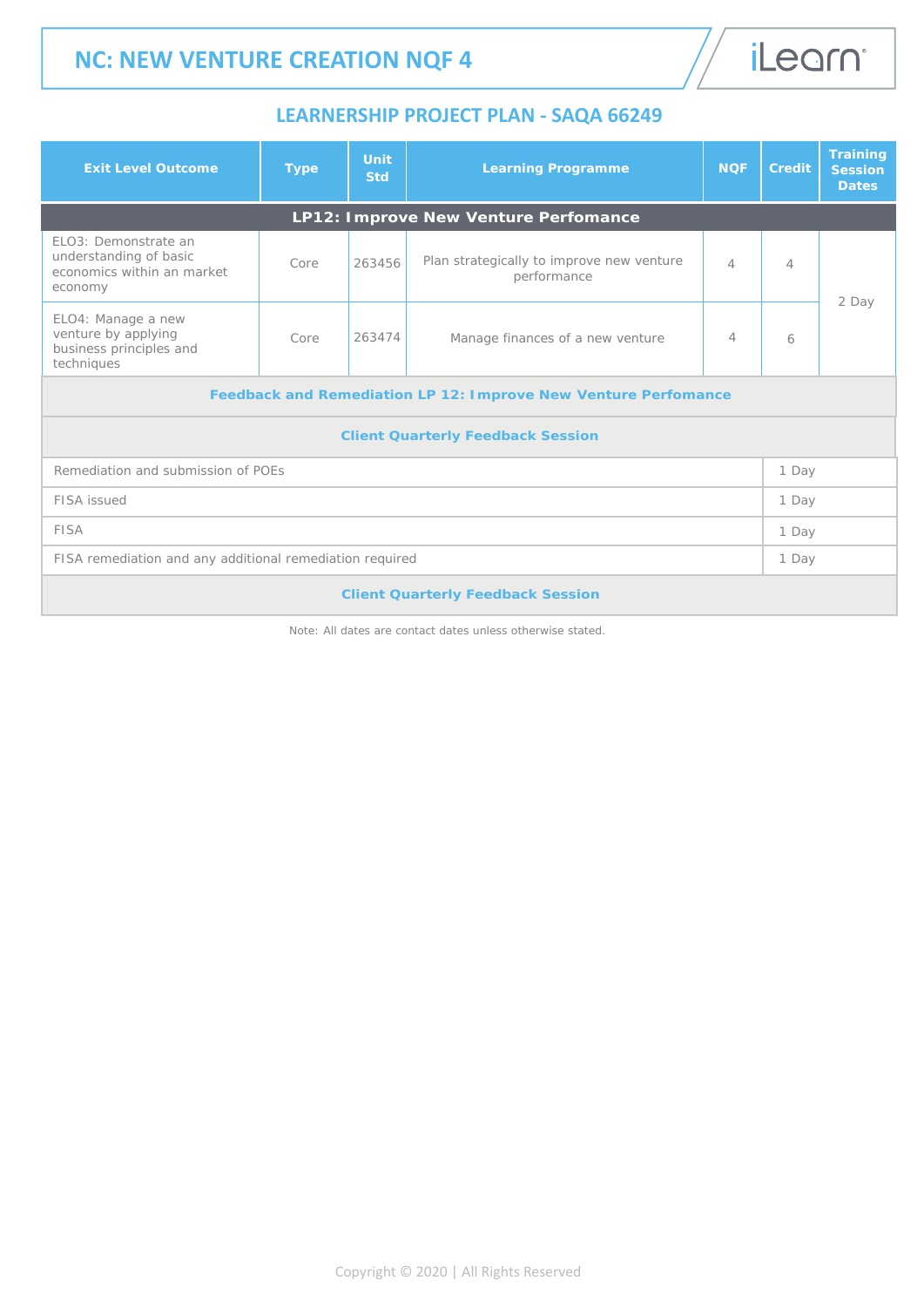# NC: NEW VENTURE CREATION NQF 4

## LEARNERSHIP PROJECT PLAN - SAQA 66249

| Exit Level Outcome | Type | Unit Std | Learning Programme | NQF | Credit | Training Session Dates |
|---|---|---|---|---|---|---|
| **LP12: Improve New Venture Perfomance** | | | | | | |
| ELO3: Demonstrate an understanding of basic economics within an market economy | Core | 263456 | Plan strategically to improve new venture performance | 4 | 4 | 2 Day |
| ELO4: Manage a new venture by applying business principles and techniques | Core | 263474 | Manage finances of a new venture | 4 | 6 | |
| **Feedback and Remediation LP 12: Improve New Venture Perfomance** | | | | | | |
| **Client Quarterly Feedback Session** | | | | | | |
| Remediation and submission of POEs | | | | | | 1 Day |
| FISA issued | | | | | | 1 Day |
| FISA | | | | | | 1 Day |
| FISA remediation and any additional remediation required | | | | | | 1 Day |
| **Client Quarterly Feedback Session** | | | | | | |

Note: All dates are contact dates unless otherwise stated.